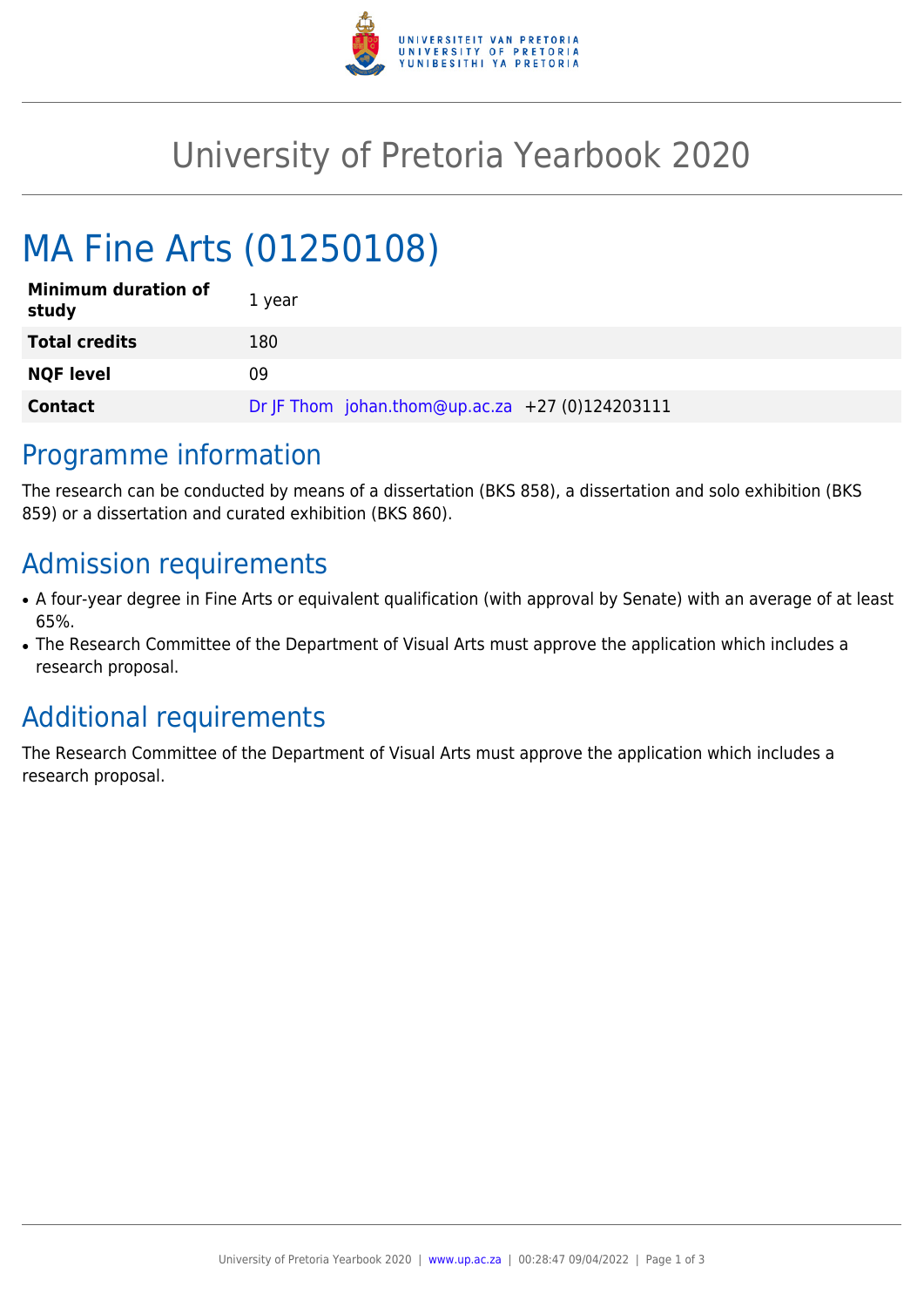# University of Pretoria Yearbook 2020

# MA Fine Arts (01250108)

| | |
|---|---|
| **Minimum duration of study** | 1 year |
| **Total credits** | 180 |
| **NQF level** | 09 |
| **Contact** | Dr JF Thom johan.thom@up.ac.za +27 (0)124203111 |

## Programme information

The research can be conducted by means of a dissertation (BKS 858), a dissertation and solo exhibition (BKS 859) or a dissertation and curated exhibition (BKS 860).

## Admission requirements

- A four-year degree in Fine Arts or equivalent qualification (with approval by Senate) with an average of at least 65%.
- The Research Committee of the Department of Visual Arts must approve the application which includes a research proposal.

## Additional requirements

The Research Committee of the Department of Visual Arts must approve the application which includes a research proposal.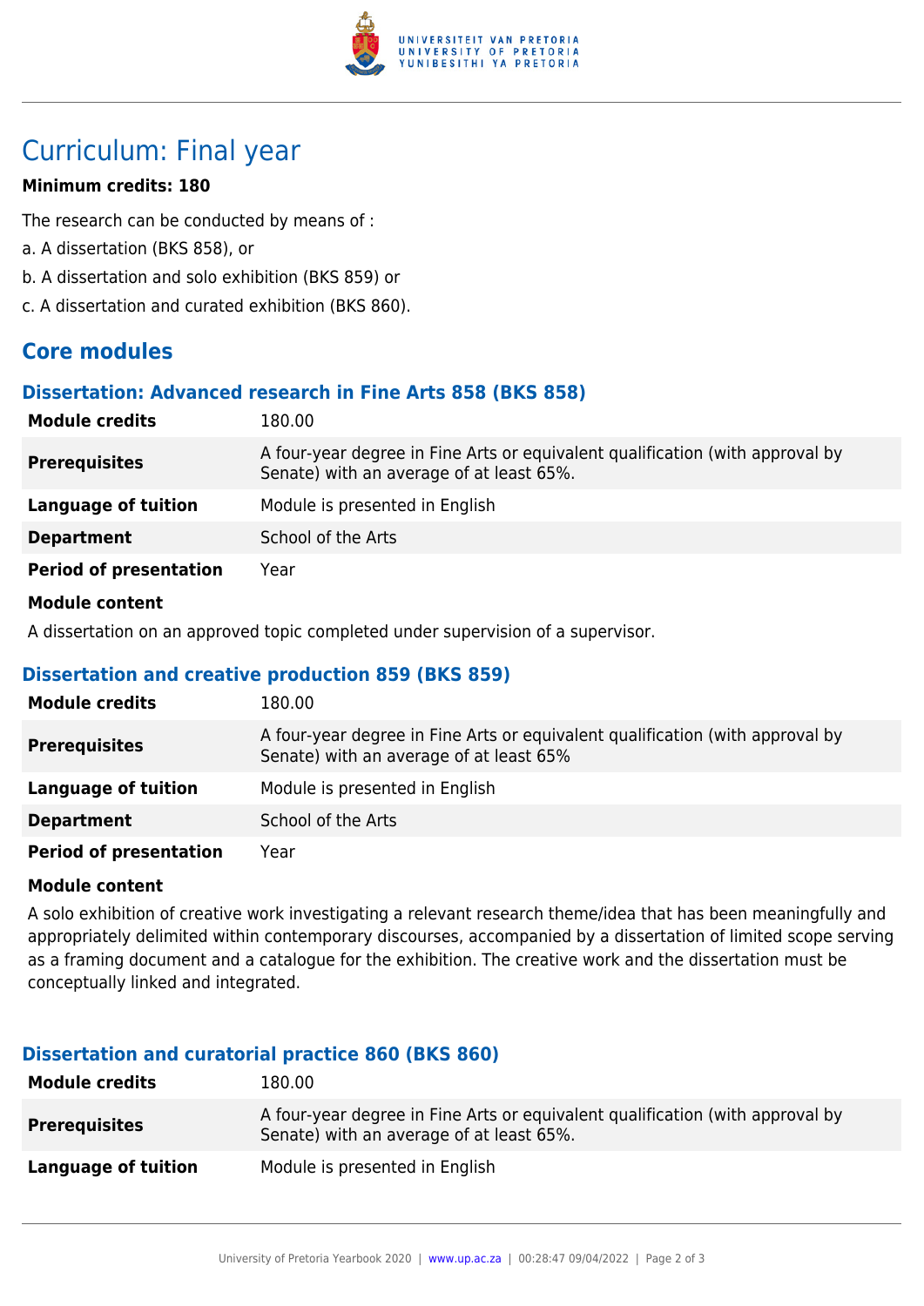# Curriculum: Final year

**Minimum credits: 180**

The research can be conducted by means of :

a. A dissertation (BKS 858), or

b. A dissertation and solo exhibition (BKS 859) or

c. A dissertation and curated exhibition (BKS 860).

## Core modules

### Dissertation: Advanced research in Fine Arts 858 (BKS 858)

| | |
|---|---|
| **Module credits** | 180.00 |
| **Prerequisites** | A four-year degree in Fine Arts or equivalent qualification (with approval by Senate) with an average of at least 65%. |
| **Language of tuition** | Module is presented in English |
| **Department** | School of the Arts |
| **Period of presentation** | Year |

**Module content**

A dissertation on an approved topic completed under supervision of a supervisor.

### Dissertation and creative production 859 (BKS 859)

| | |
|---|---|
| **Module credits** | 180.00 |
| **Prerequisites** | A four-year degree in Fine Arts or equivalent qualification (with approval by Senate) with an average of at least 65% |
| **Language of tuition** | Module is presented in English |
| **Department** | School of the Arts |
| **Period of presentation** | Year |

**Module content**

A solo exhibition of creative work investigating a relevant research theme/idea that has been meaningfully and appropriately delimited within contemporary discourses, accompanied by a dissertation of limited scope serving as a framing document and a catalogue for the exhibition. The creative work and the dissertation must be conceptually linked and integrated.

### Dissertation and curatorial practice 860 (BKS 860)

| | |
|---|---|
| **Module credits** | 180.00 |
| **Prerequisites** | A four-year degree in Fine Arts or equivalent qualification (with approval by Senate) with an average of at least 65%. |
| **Language of tuition** | Module is presented in English |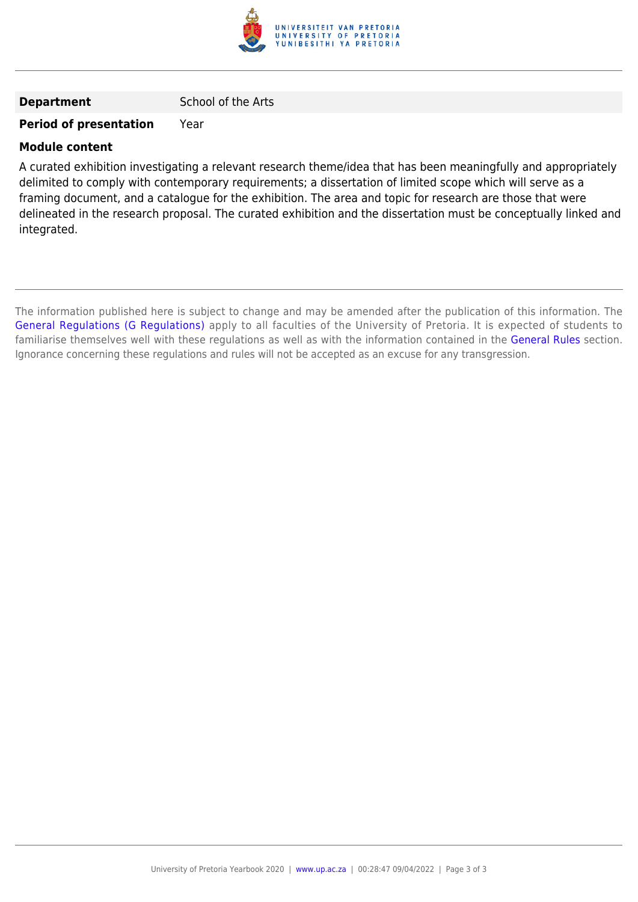| | |
|---|---|
| **Department** | School of the Arts |
| **Period of presentation** | Year |

**Module content**

A curated exhibition investigating a relevant research theme/idea that has been meaningfully and appropriately delimited to comply with contemporary requirements; a dissertation of limited scope which will serve as a framing document, and a catalogue for the exhibition. The area and topic for research are those that were delineated in the research proposal. The curated exhibition and the dissertation must be conceptually linked and integrated.

The information published here is subject to change and may be amended after the publication of this information. The General Regulations (G Regulations) apply to all faculties of the University of Pretoria. It is expected of students to familiarise themselves well with these regulations as well as with the information contained in the General Rules section. Ignorance concerning these regulations and rules will not be accepted as an excuse for any transgression.